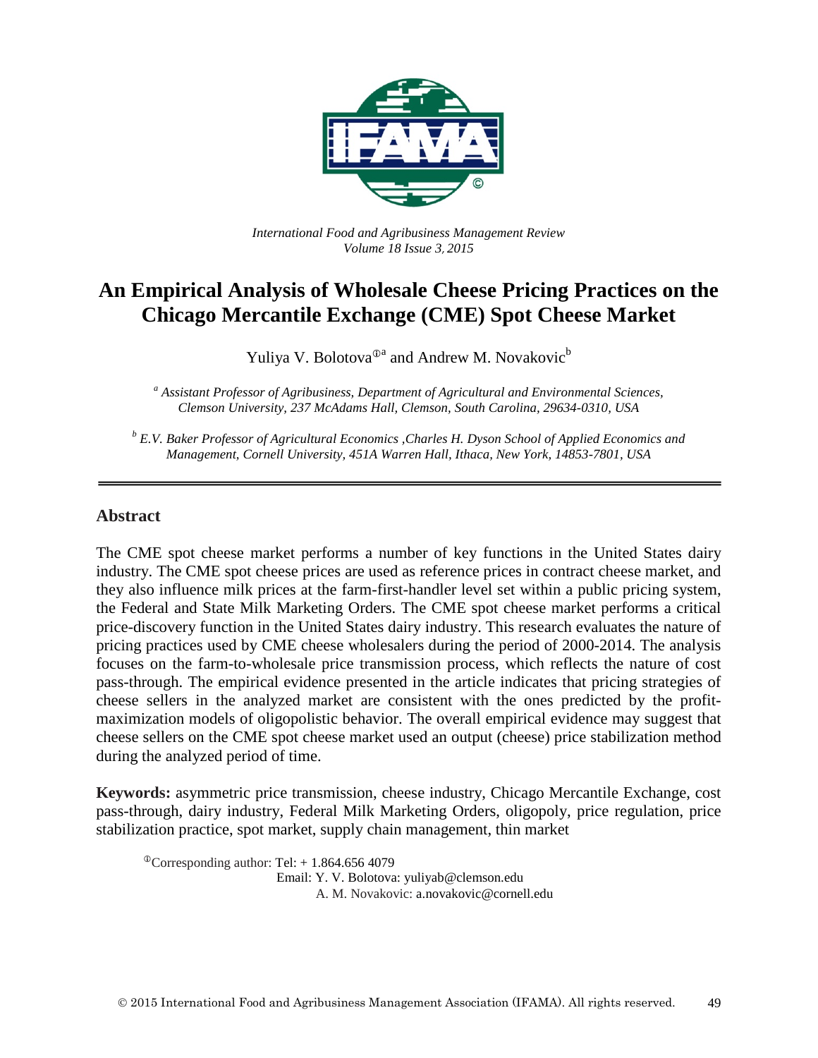*International Food and Agribusiness Management Review*
*Volume 18 Issue 3, 2015*

# An Empirical Analysis of Wholesale Cheese Pricing Practices on the Chicago Mercantile Exchange (CME) Spot Cheese Market

Yuliya V. Bolotova[ⓘa] and Andrew M. Novakovic[b]

[a] *Assistant Professor of Agribusiness, Department of Agricultural and Environmental Sciences, Clemson University, 237 McAdams Hall, Clemson, South Carolina, 29634-0310, USA*

[b] *E.V. Baker Professor of Agricultural Economics ,Charles H. Dyson School of Applied Economics and Management, Cornell University, 451A Warren Hall, Ithaca, New York, 14853-7801, USA*

## Abstract

The CME spot cheese market performs a number of key functions in the United States dairy industry. The CME spot cheese prices are used as reference prices in contract cheese market, and they also influence milk prices at the farm-first-handler level set within a public pricing system, the Federal and State Milk Marketing Orders. The CME spot cheese market performs a critical price-discovery function in the United States dairy industry. This research evaluates the nature of pricing practices used by CME cheese wholesalers during the period of 2000-2014. The analysis focuses on the farm-to-wholesale price transmission process, which reflects the nature of cost pass-through. The empirical evidence presented in the article indicates that pricing strategies of cheese sellers in the analyzed market are consistent with the ones predicted by the profit-maximization models of oligopolistic behavior. The overall empirical evidence may suggest that cheese sellers on the CME spot cheese market used an output (cheese) price stabilization method during the analyzed period of time.

**Keywords:** asymmetric price transmission, cheese industry, Chicago Mercantile Exchange, cost pass-through, dairy industry, Federal Milk Marketing Orders, oligopoly, price regulation, price stabilization practice, spot market, supply chain management, thin market

ⓘCorresponding author: Tel: + 1.864.656 4079
Email: Y. V. Bolotova: yuliyab@clemson.edu
A. M. Novakovic: a.novakovic@cornell.edu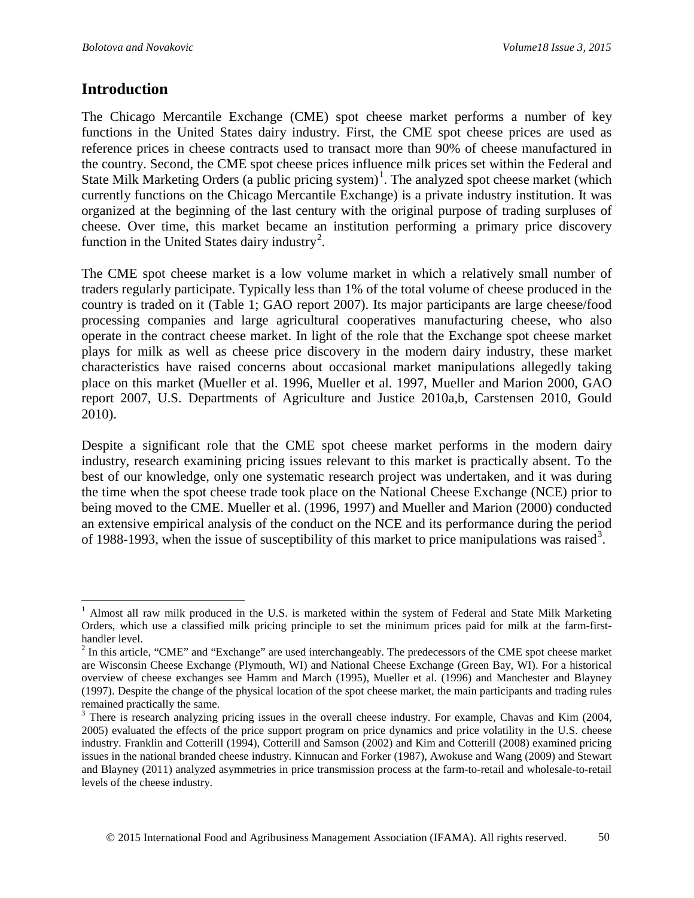## Introduction

The Chicago Mercantile Exchange (CME) spot cheese market performs a number of key functions in the United States dairy industry. First, the CME spot cheese prices are used as reference prices in cheese contracts used to transact more than 90% of cheese manufactured in the country. Second, the CME spot cheese prices influence milk prices set within the Federal and State Milk Marketing Orders (a public pricing system)[1]. The analyzed spot cheese market (which currently functions on the Chicago Mercantile Exchange) is a private industry institution. It was organized at the beginning of the last century with the original purpose of trading surpluses of cheese. Over time, this market became an institution performing a primary price discovery function in the United States dairy industry[2].

The CME spot cheese market is a low volume market in which a relatively small number of traders regularly participate. Typically less than 1% of the total volume of cheese produced in the country is traded on it (Table 1; GAO report 2007). Its major participants are large cheese/food processing companies and large agricultural cooperatives manufacturing cheese, who also operate in the contract cheese market. In light of the role that the Exchange spot cheese market plays for milk as well as cheese price discovery in the modern dairy industry, these market characteristics have raised concerns about occasional market manipulations allegedly taking place on this market (Mueller et al. 1996, Mueller et al. 1997, Mueller and Marion 2000, GAO report 2007, U.S. Departments of Agriculture and Justice 2010a,b, Carstensen 2010, Gould 2010).

Despite a significant role that the CME spot cheese market performs in the modern dairy industry, research examining pricing issues relevant to this market is practically absent. To the best of our knowledge, only one systematic research project was undertaken, and it was during the time when the spot cheese trade took place on the National Cheese Exchange (NCE) prior to being moved to the CME. Mueller et al. (1996, 1997) and Mueller and Marion (2000) conducted an extensive empirical analysis of the conduct on the NCE and its performance during the period of 1988-1993, when the issue of susceptibility of this market to price manipulations was raised[3].

---

[1] Almost all raw milk produced in the U.S. is marketed within the system of Federal and State Milk Marketing Orders, which use a classified milk pricing principle to set the minimum prices paid for milk at the farm-first-handler level.

[2] In this article, "CME" and "Exchange" are used interchangeably. The predecessors of the CME spot cheese market are Wisconsin Cheese Exchange (Plymouth, WI) and National Cheese Exchange (Green Bay, WI). For a historical overview of cheese exchanges see Hamm and March (1995), Mueller et al. (1996) and Manchester and Blayney (1997). Despite the change of the physical location of the spot cheese market, the main participants and trading rules remained practically the same.

[3] There is research analyzing pricing issues in the overall cheese industry. For example, Chavas and Kim (2004, 2005) evaluated the effects of the price support program on price dynamics and price volatility in the U.S. cheese industry. Franklin and Cotterill (1994), Cotterill and Samson (2002) and Kim and Cotterill (2008) examined pricing issues in the national branded cheese industry. Kinnucan and Forker (1987), Awokuse and Wang (2009) and Stewart and Blayney (2011) analyzed asymmetries in price transmission process at the farm-to-retail and wholesale-to-retail levels of the cheese industry.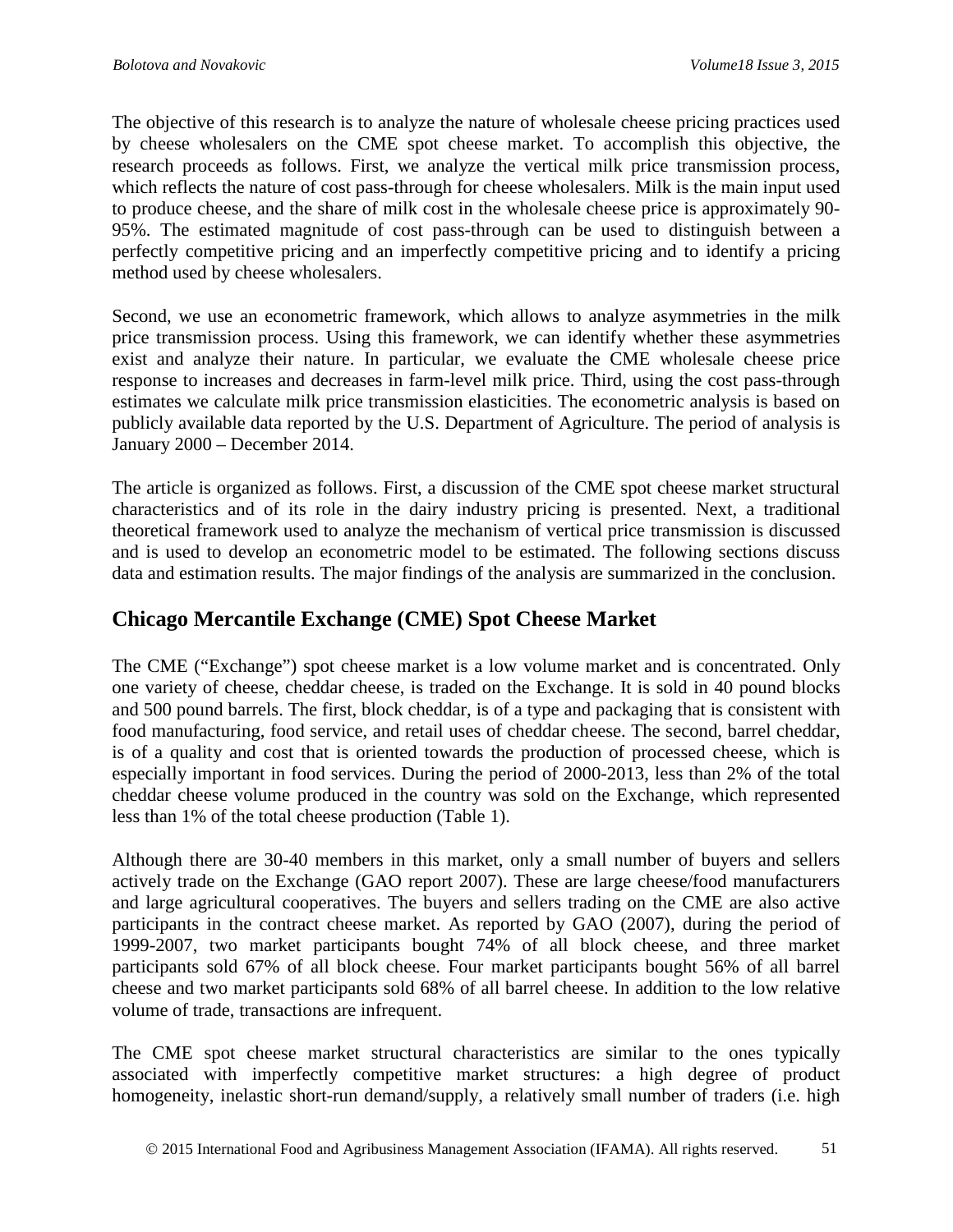The objective of this research is to analyze the nature of wholesale cheese pricing practices used by cheese wholesalers on the CME spot cheese market. To accomplish this objective, the research proceeds as follows. First, we analyze the vertical milk price transmission process, which reflects the nature of cost pass-through for cheese wholesalers. Milk is the main input used to produce cheese, and the share of milk cost in the wholesale cheese price is approximately 90-95%. The estimated magnitude of cost pass-through can be used to distinguish between a perfectly competitive pricing and an imperfectly competitive pricing and to identify a pricing method used by cheese wholesalers.

Second, we use an econometric framework, which allows to analyze asymmetries in the milk price transmission process. Using this framework, we can identify whether these asymmetries exist and analyze their nature. In particular, we evaluate the CME wholesale cheese price response to increases and decreases in farm-level milk price. Third, using the cost pass-through estimates we calculate milk price transmission elasticities. The econometric analysis is based on publicly available data reported by the U.S. Department of Agriculture. The period of analysis is January 2000 – December 2014.

The article is organized as follows. First, a discussion of the CME spot cheese market structural characteristics and of its role in the dairy industry pricing is presented. Next, a traditional theoretical framework used to analyze the mechanism of vertical price transmission is discussed and is used to develop an econometric model to be estimated. The following sections discuss data and estimation results. The major findings of the analysis are summarized in the conclusion.

## Chicago Mercantile Exchange (CME) Spot Cheese Market

The CME ("Exchange") spot cheese market is a low volume market and is concentrated. Only one variety of cheese, cheddar cheese, is traded on the Exchange. It is sold in 40 pound blocks and 500 pound barrels. The first, block cheddar, is of a type and packaging that is consistent with food manufacturing, food service, and retail uses of cheddar cheese. The second, barrel cheddar, is of a quality and cost that is oriented towards the production of processed cheese, which is especially important in food services. During the period of 2000-2013, less than 2% of the total cheddar cheese volume produced in the country was sold on the Exchange, which represented less than 1% of the total cheese production (Table 1).

Although there are 30-40 members in this market, only a small number of buyers and sellers actively trade on the Exchange (GAO report 2007). These are large cheese/food manufacturers and large agricultural cooperatives. The buyers and sellers trading on the CME are also active participants in the contract cheese market. As reported by GAO (2007), during the period of 1999-2007, two market participants bought 74% of all block cheese, and three market participants sold 67% of all block cheese. Four market participants bought 56% of all barrel cheese and two market participants sold 68% of all barrel cheese. In addition to the low relative volume of trade, transactions are infrequent.

The CME spot cheese market structural characteristics are similar to the ones typically associated with imperfectly competitive market structures: a high degree of product homogeneity, inelastic short-run demand/supply, a relatively small number of traders (i.e. high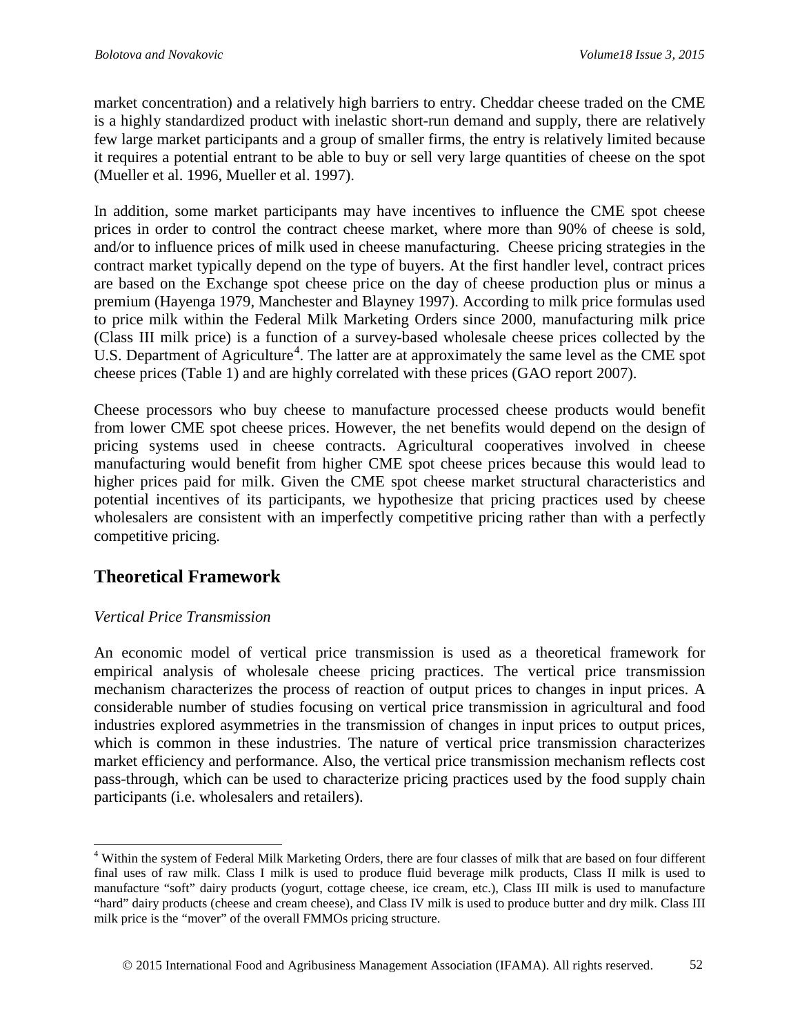market concentration) and a relatively high barriers to entry. Cheddar cheese traded on the CME is a highly standardized product with inelastic short-run demand and supply, there are relatively few large market participants and a group of smaller firms, the entry is relatively limited because it requires a potential entrant to be able to buy or sell very large quantities of cheese on the spot (Mueller et al. 1996, Mueller et al. 1997).

In addition, some market participants may have incentives to influence the CME spot cheese prices in order to control the contract cheese market, where more than 90% of cheese is sold, and/or to influence prices of milk used in cheese manufacturing. Cheese pricing strategies in the contract market typically depend on the type of buyers. At the first handler level, contract prices are based on the Exchange spot cheese price on the day of cheese production plus or minus a premium (Hayenga 1979, Manchester and Blayney 1997). According to milk price formulas used to price milk within the Federal Milk Marketing Orders since 2000, manufacturing milk price (Class III milk price) is a function of a survey-based wholesale cheese prices collected by the U.S. Department of Agriculture[4]. The latter are at approximately the same level as the CME spot cheese prices (Table 1) and are highly correlated with these prices (GAO report 2007).

Cheese processors who buy cheese to manufacture processed cheese products would benefit from lower CME spot cheese prices. However, the net benefits would depend on the design of pricing systems used in cheese contracts. Agricultural cooperatives involved in cheese manufacturing would benefit from higher CME spot cheese prices because this would lead to higher prices paid for milk. Given the CME spot cheese market structural characteristics and potential incentives of its participants, we hypothesize that pricing practices used by cheese wholesalers are consistent with an imperfectly competitive pricing rather than with a perfectly competitive pricing.

## Theoretical Framework

*Vertical Price Transmission*

An economic model of vertical price transmission is used as a theoretical framework for empirical analysis of wholesale cheese pricing practices. The vertical price transmission mechanism characterizes the process of reaction of output prices to changes in input prices. A considerable number of studies focusing on vertical price transmission in agricultural and food industries explored asymmetries in the transmission of changes in input prices to output prices, which is common in these industries. The nature of vertical price transmission characterizes market efficiency and performance. Also, the vertical price transmission mechanism reflects cost pass-through, which can be used to characterize pricing practices used by the food supply chain participants (i.e. wholesalers and retailers).

---

[4] Within the system of Federal Milk Marketing Orders, there are four classes of milk that are based on four different final uses of raw milk. Class I milk is used to produce fluid beverage milk products, Class II milk is used to manufacture "soft" dairy products (yogurt, cottage cheese, ice cream, etc.), Class III milk is used to manufacture "hard" dairy products (cheese and cream cheese), and Class IV milk is used to produce butter and dry milk. Class III milk price is the "mover" of the overall FMMOs pricing structure.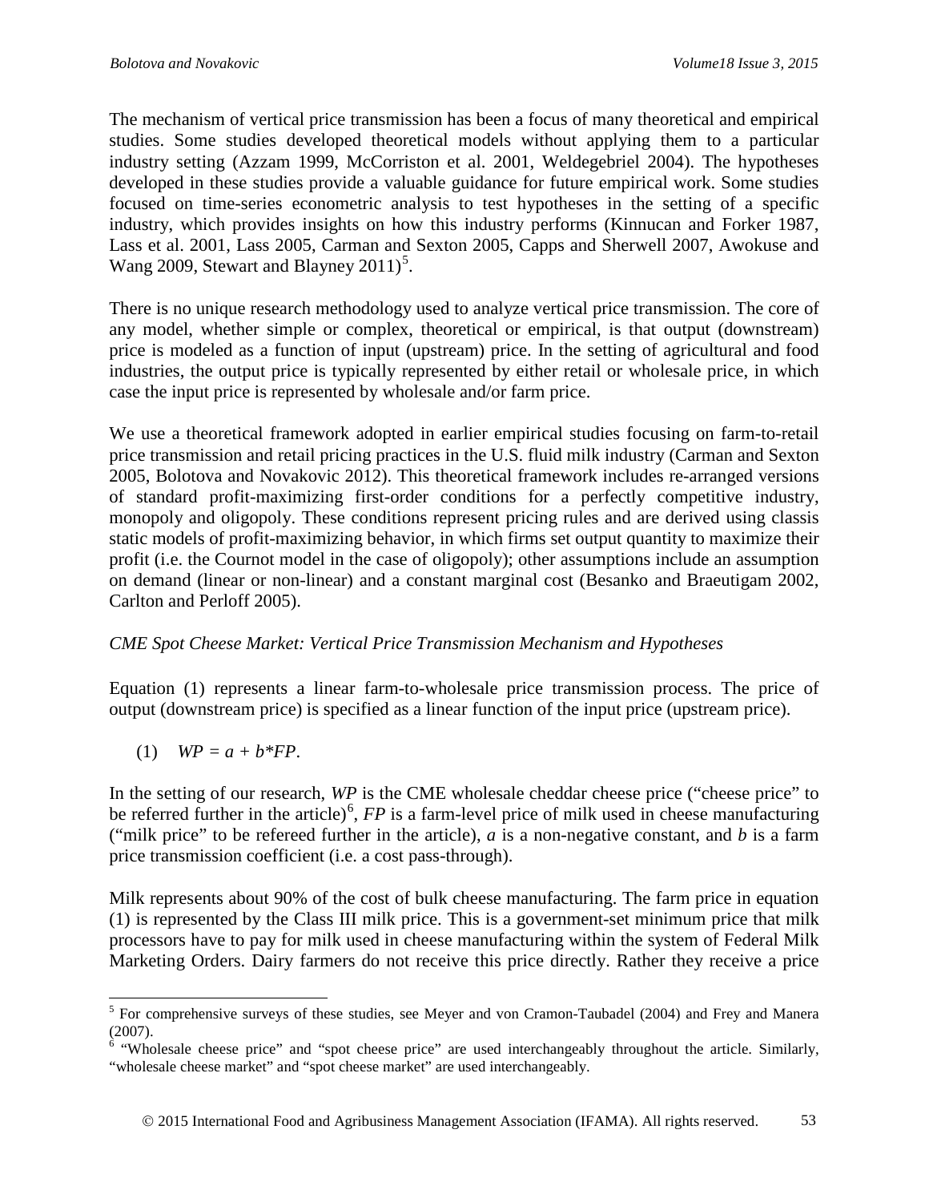The mechanism of vertical price transmission has been a focus of many theoretical and empirical studies. Some studies developed theoretical models without applying them to a particular industry setting (Azzam 1999, McCorriston et al. 2001, Weldegebriel 2004). The hypotheses developed in these studies provide a valuable guidance for future empirical work. Some studies focused on time-series econometric analysis to test hypotheses in the setting of a specific industry, which provides insights on how this industry performs (Kinnucan and Forker 1987, Lass et al. 2001, Lass 2005, Carman and Sexton 2005, Capps and Sherwell 2007, Awokuse and Wang 2009, Stewart and Blayney 2011)[5].

There is no unique research methodology used to analyze vertical price transmission. The core of any model, whether simple or complex, theoretical or empirical, is that output (downstream) price is modeled as a function of input (upstream) price. In the setting of agricultural and food industries, the output price is typically represented by either retail or wholesale price, in which case the input price is represented by wholesale and/or farm price.

We use a theoretical framework adopted in earlier empirical studies focusing on farm-to-retail price transmission and retail pricing practices in the U.S. fluid milk industry (Carman and Sexton 2005, Bolotova and Novakovic 2012). This theoretical framework includes re-arranged versions of standard profit-maximizing first-order conditions for a perfectly competitive industry, monopoly and oligopoly. These conditions represent pricing rules and are derived using classis static models of profit-maximizing behavior, in which firms set output quantity to maximize their profit (i.e. the Cournot model in the case of oligopoly); other assumptions include an assumption on demand (linear or non-linear) and a constant marginal cost (Besanko and Braeutigam 2002, Carlton and Perloff 2005).

*CME Spot Cheese Market: Vertical Price Transmission Mechanism and Hypotheses*

Equation (1) represents a linear farm-to-wholesale price transmission process. The price of output (downstream price) is specified as a linear function of the input price (upstream price).

$$(1) \quad WP = a + b*FP.$$

In the setting of our research, $WP$ is the CME wholesale cheddar cheese price ("cheese price" to be referred further in the article)[6], $FP$ is a farm-level price of milk used in cheese manufacturing ("milk price" to be refereed further in the article), $a$ is a non-negative constant, and $b$ is a farm price transmission coefficient (i.e. a cost pass-through).

Milk represents about 90% of the cost of bulk cheese manufacturing. The farm price in equation (1) is represented by the Class III milk price. This is a government-set minimum price that milk processors have to pay for milk used in cheese manufacturing within the system of Federal Milk Marketing Orders. Dairy farmers do not receive this price directly. Rather they receive a price

---

[5] For comprehensive surveys of these studies, see Meyer and von Cramon-Taubadel (2004) and Frey and Manera (2007).

[6] "Wholesale cheese price" and "spot cheese price" are used interchangeably throughout the article. Similarly, "wholesale cheese market" and "spot cheese market" are used interchangeably.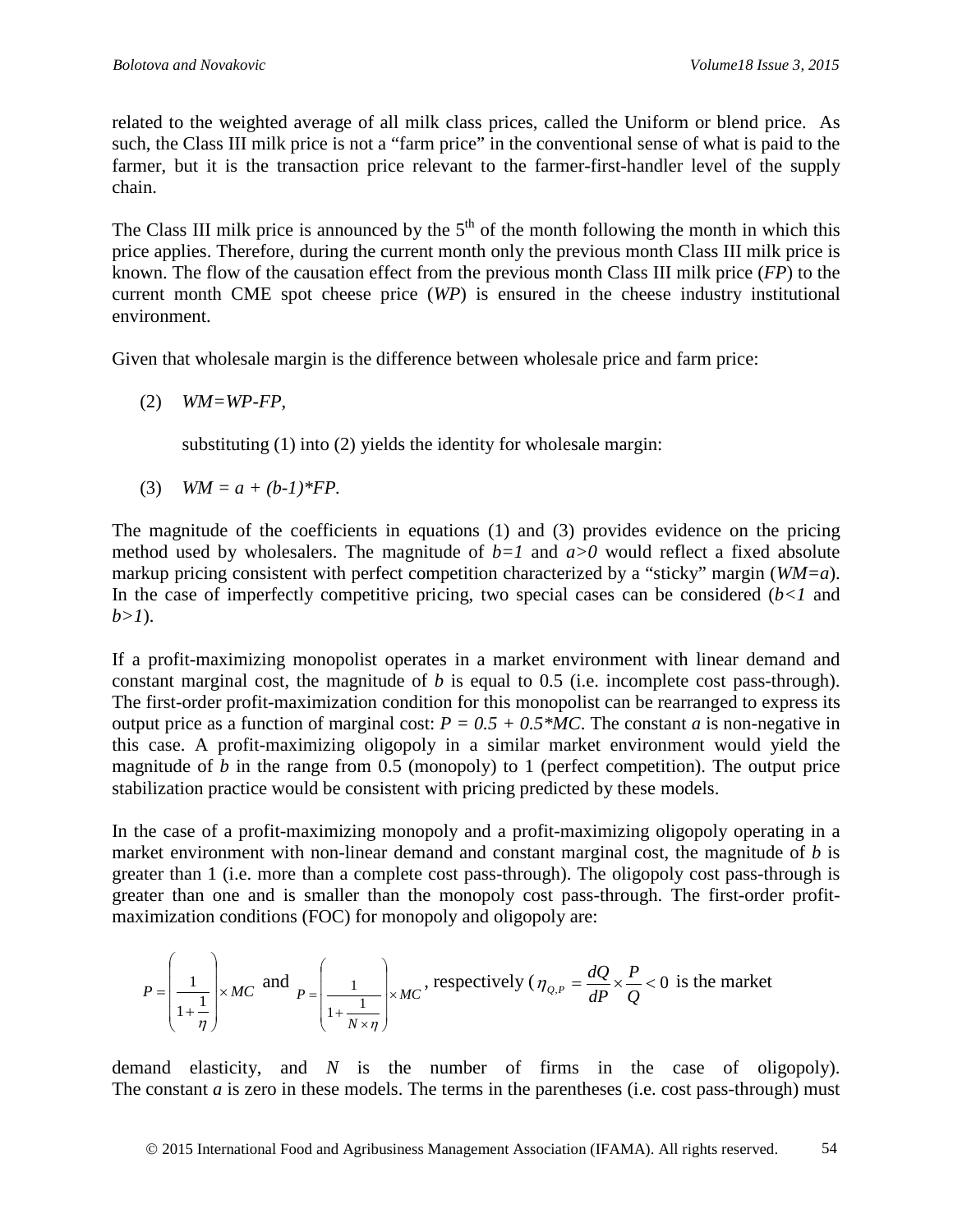related to the weighted average of all milk class prices, called the Uniform or blend price. As such, the Class III milk price is not a "farm price" in the conventional sense of what is paid to the farmer, but it is the transaction price relevant to the farmer-first-handler level of the supply chain.

The Class III milk price is announced by the 5th of the month following the month in which this price applies. Therefore, during the current month only the previous month Class III milk price is known. The flow of the causation effect from the previous month Class III milk price (*FP*) to the current month CME spot cheese price (*WP*) is ensured in the cheese industry institutional environment.

Given that wholesale margin is the difference between wholesale price and farm price:

(2) $WM=WP-FP$,

substituting (1) into (2) yields the identity for wholesale margin:

(3) $WM = a + (b-1)*FP$.

The magnitude of the coefficients in equations (1) and (3) provides evidence on the pricing method used by wholesalers. The magnitude of $b=1$ and $a>0$ would reflect a fixed absolute markup pricing consistent with perfect competition characterized by a "sticky" margin ($WM=a$). In the case of imperfectly competitive pricing, two special cases can be considered ($b<1$ and $b>1$).

If a profit-maximizing monopolist operates in a market environment with linear demand and constant marginal cost, the magnitude of *b* is equal to 0.5 (i.e. incomplete cost pass-through). The first-order profit-maximization condition for this monopolist can be rearranged to express its output price as a function of marginal cost: $P = 0.5 + 0.5*MC$. The constant *a* is non-negative in this case. A profit-maximizing oligopoly in a similar market environment would yield the magnitude of *b* in the range from 0.5 (monopoly) to 1 (perfect competition). The output price stabilization practice would be consistent with pricing predicted by these models.

In the case of a profit-maximizing monopoly and a profit-maximizing oligopoly operating in a market environment with non-linear demand and constant marginal cost, the magnitude of *b* is greater than 1 (i.e. more than a complete cost pass-through). The oligopoly cost pass-through is greater than one and is smaller than the monopoly cost pass-through. The first-order profit-maximization conditions (FOC) for monopoly and oligopoly are:

$P = \left( \frac{1}{1+\frac{1}{\eta}} \right) \times MC$ and $P = \left( \frac{1}{1+\frac{1}{N \times \eta}} \right) \times MC$, respectively ($\eta_{Q,P} = \frac{dQ}{dP} \times \frac{P}{Q} < 0$ is the market demand elasticity, and *N* is the number of firms in the case of oligopoly). The constant *a* is zero in these models. The terms in the parentheses (i.e. cost pass-through) must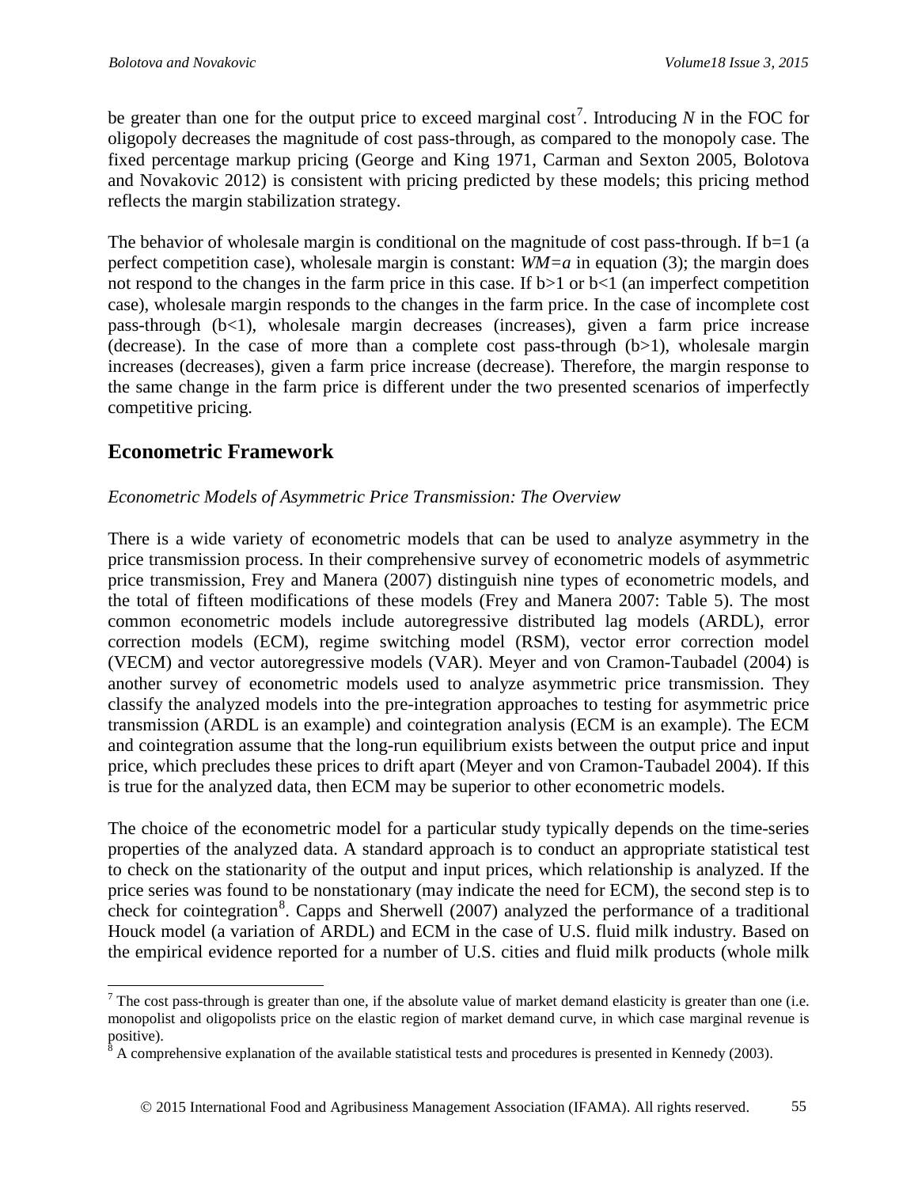be greater than one for the output price to exceed marginal cost[7]. Introducing $N$ in the FOC for oligopoly decreases the magnitude of cost pass-through, as compared to the monopoly case. The fixed percentage markup pricing (George and King 1971, Carman and Sexton 2005, Bolotova and Novakovic 2012) is consistent with pricing predicted by these models; this pricing method reflects the margin stabilization strategy.

The behavior of wholesale margin is conditional on the magnitude of cost pass-through. If $b=1$ (a perfect competition case), wholesale margin is constant: $WM=a$ in equation (3); the margin does not respond to the changes in the farm price in this case. If $b>1$ or $b<1$ (an imperfect competition case), wholesale margin responds to the changes in the farm price. In the case of incomplete cost pass-through ($b<1$), wholesale margin decreases (increases), given a farm price increase (decrease). In the case of more than a complete cost pass-through ($b>1$), wholesale margin increases (decreases), given a farm price increase (decrease). Therefore, the margin response to the same change in the farm price is different under the two presented scenarios of imperfectly competitive pricing.

## Econometric Framework

*Econometric Models of Asymmetric Price Transmission: The Overview*

There is a wide variety of econometric models that can be used to analyze asymmetry in the price transmission process. In their comprehensive survey of econometric models of asymmetric price transmission, Frey and Manera (2007) distinguish nine types of econometric models, and the total of fifteen modifications of these models (Frey and Manera 2007: Table 5). The most common econometric models include autoregressive distributed lag models (ARDL), error correction models (ECM), regime switching model (RSM), vector error correction model (VECM) and vector autoregressive models (VAR). Meyer and von Cramon-Taubadel (2004) is another survey of econometric models used to analyze asymmetric price transmission. They classify the analyzed models into the pre-integration approaches to testing for asymmetric price transmission (ARDL is an example) and cointegration analysis (ECM is an example). The ECM and cointegration assume that the long-run equilibrium exists between the output price and input price, which precludes these prices to drift apart (Meyer and von Cramon-Taubadel 2004). If this is true for the analyzed data, then ECM may be superior to other econometric models.

The choice of the econometric model for a particular study typically depends on the time-series properties of the analyzed data. A standard approach is to conduct an appropriate statistical test to check on the stationarity of the output and input prices, which relationship is analyzed. If the price series was found to be nonstationary (may indicate the need for ECM), the second step is to check for cointegration[8]. Capps and Sherwell (2007) analyzed the performance of a traditional Houck model (a variation of ARDL) and ECM in the case of U.S. fluid milk industry. Based on the empirical evidence reported for a number of U.S. cities and fluid milk products (whole milk

---

[7] The cost pass-through is greater than one, if the absolute value of market demand elasticity is greater than one (i.e. monopolist and oligopolists price on the elastic region of market demand curve, in which case marginal revenue is positive).

[8] A comprehensive explanation of the available statistical tests and procedures is presented in Kennedy (2003).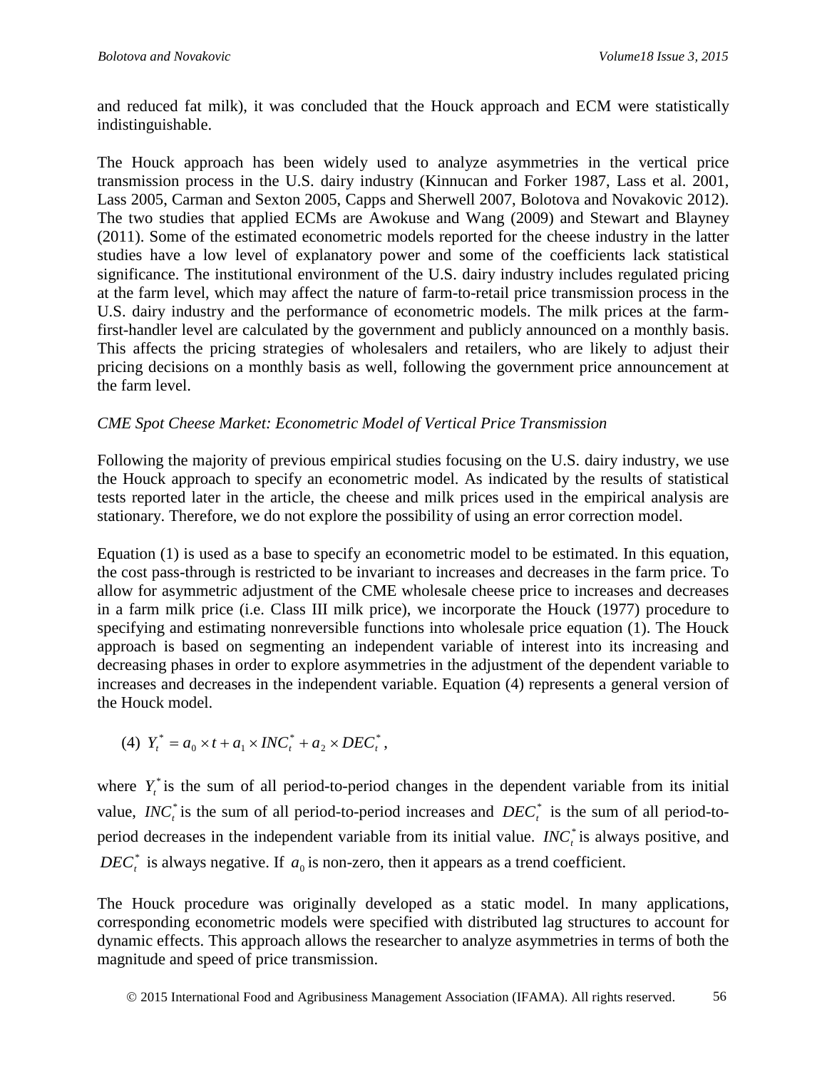and reduced fat milk), it was concluded that the Houck approach and ECM were statistically indistinguishable.

The Houck approach has been widely used to analyze asymmetries in the vertical price transmission process in the U.S. dairy industry (Kinnucan and Forker 1987, Lass et al. 2001, Lass 2005, Carman and Sexton 2005, Capps and Sherwell 2007, Bolotova and Novakovic 2012). The two studies that applied ECMs are Awokuse and Wang (2009) and Stewart and Blayney (2011). Some of the estimated econometric models reported for the cheese industry in the latter studies have a low level of explanatory power and some of the coefficients lack statistical significance. The institutional environment of the U.S. dairy industry includes regulated pricing at the farm level, which may affect the nature of farm-to-retail price transmission process in the U.S. dairy industry and the performance of econometric models. The milk prices at the farm-first-handler level are calculated by the government and publicly announced on a monthly basis. This affects the pricing strategies of wholesalers and retailers, who are likely to adjust their pricing decisions on a monthly basis as well, following the government price announcement at the farm level.

*CME Spot Cheese Market: Econometric Model of Vertical Price Transmission*

Following the majority of previous empirical studies focusing on the U.S. dairy industry, we use the Houck approach to specify an econometric model. As indicated by the results of statistical tests reported later in the article, the cheese and milk prices used in the empirical analysis are stationary. Therefore, we do not explore the possibility of using an error correction model.

Equation (1) is used as a base to specify an econometric model to be estimated. In this equation, the cost pass-through is restricted to be invariant to increases and decreases in the farm price. To allow for asymmetric adjustment of the CME wholesale cheese price to increases and decreases in a farm milk price (i.e. Class III milk price), we incorporate the Houck (1977) procedure to specifying and estimating nonreversible functions into wholesale price equation (1). The Houck approach is based on segmenting an independent variable of interest into its increasing and decreasing phases in order to explore asymmetries in the adjustment of the dependent variable to increases and decreases in the independent variable. Equation (4) represents a general version of the Houck model.

$$(4)\ Y_t^* = a_0 \times t + a_1 \times INC_t^* + a_2 \times DEC_t^*,$$

where $Y_t^*$ is the sum of all period-to-period changes in the dependent variable from its initial value, $INC_t^*$ is the sum of all period-to-period increases and $DEC_t^*$ is the sum of all period-to-period decreases in the independent variable from its initial value. $INC_t^*$ is always positive, and $DEC_t^*$ is always negative. If $a_0$ is non-zero, then it appears as a trend coefficient.

The Houck procedure was originally developed as a static model. In many applications, corresponding econometric models were specified with distributed lag structures to account for dynamic effects. This approach allows the researcher to analyze asymmetries in terms of both the magnitude and speed of price transmission.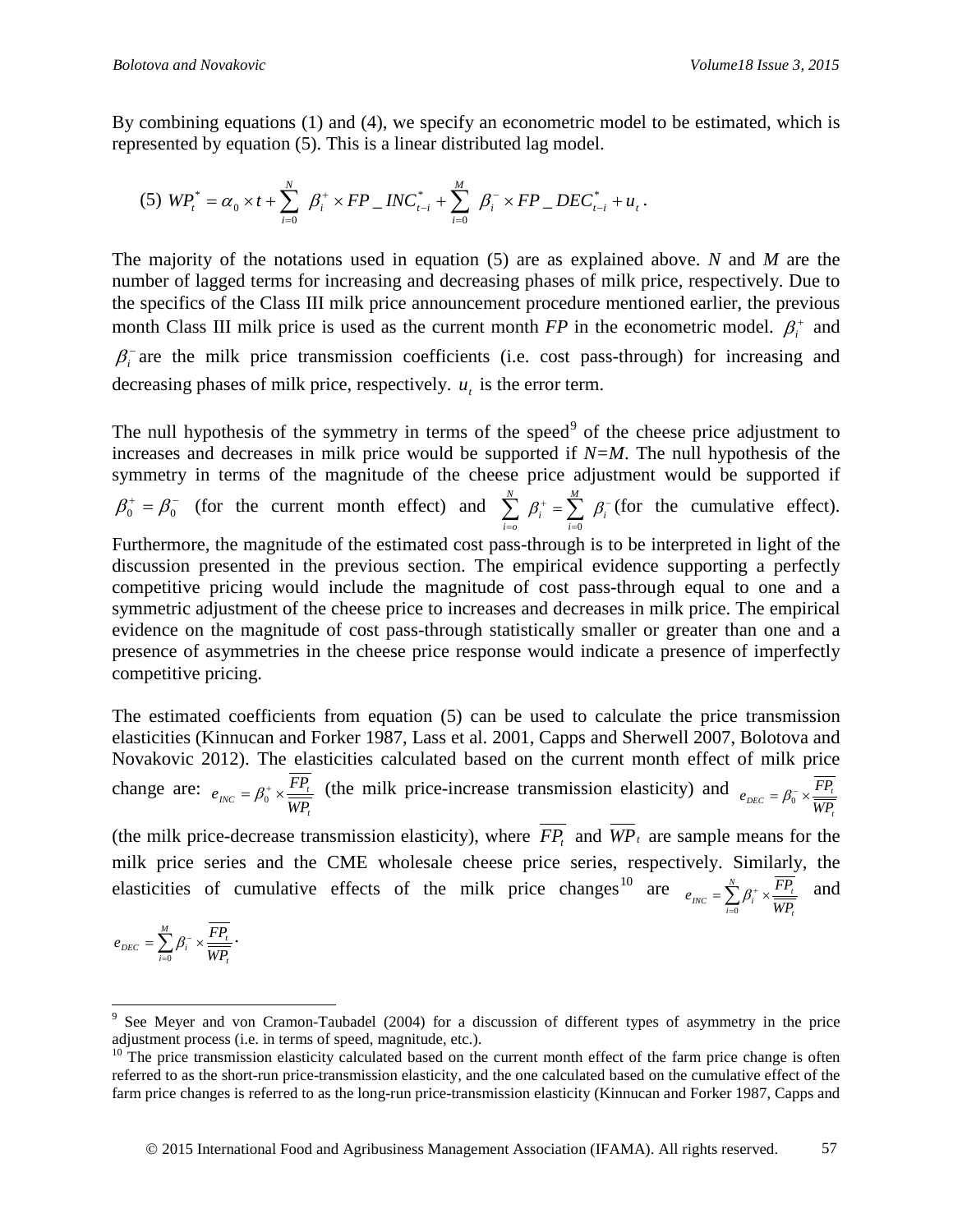By combining equations (1) and (4), we specify an econometric model to be estimated, which is represented by equation (5). This is a linear distributed lag model.

$$(5)\ WP_t^* = \alpha_0 \times t + \sum_{i=0}^{N} \beta_i^+ \times FP\_INC_{t-i}^* + \sum_{i=0}^{M} \beta_i^- \times FP\_DEC_{t-i}^* + u_t .$$

The majority of the notations used in equation (5) are as explained above. *N* and *M* are the number of lagged terms for increasing and decreasing phases of milk price, respectively. Due to the specifics of the Class III milk price announcement procedure mentioned earlier, the previous month Class III milk price is used as the current month *FP* in the econometric model. $\beta_i^+$ and $\beta_i^-$ are the milk price transmission coefficients (i.e. cost pass-through) for increasing and decreasing phases of milk price, respectively. $u_t$ is the error term.

The null hypothesis of the symmetry in terms of the speed[9] of the cheese price adjustment to increases and decreases in milk price would be supported if $N=M$. The null hypothesis of the symmetry in terms of the magnitude of the cheese price adjustment would be supported if $\beta_0^+ = \beta_0^-$ (for the current month effect) and $\sum_{i=o}^{N} \beta_i^+ = \sum_{i=0}^{M} \beta_i^-$ (for the cumulative effect). Furthermore, the magnitude of the estimated cost pass-through is to be interpreted in light of the discussion presented in the previous section. The empirical evidence supporting a perfectly competitive pricing would include the magnitude of cost pass-through equal to one and a symmetric adjustment of the cheese price to increases and decreases in milk price. The empirical evidence on the magnitude of cost pass-through statistically smaller or greater than one and a presence of asymmetries in the cheese price response would indicate a presence of imperfectly competitive pricing.

The estimated coefficients from equation (5) can be used to calculate the price transmission elasticities (Kinnucan and Forker 1987, Lass et al. 2001, Capps and Sherwell 2007, Bolotova and Novakovic 2012). The elasticities calculated based on the current month effect of milk price change are: $e_{INC} = \beta_0^+ \times \frac{\overline{FP_t}}{\overline{WP_t}}$ (the milk price-increase transmission elasticity) and $e_{DEC} = \beta_0^- \times \frac{\overline{FP_t}}{\overline{WP_t}}$ (the milk price-decrease transmission elasticity), where $\overline{FP_t}$ and $\overline{WP_t}$ are sample means for the milk price series and the CME wholesale cheese price series, respectively. Similarly, the elasticities of cumulative effects of the milk price changes[10] are $e_{INC} = \sum_{i=0}^{N} \beta_i^+ \times \frac{\overline{FP_t}}{\overline{WP_t}}$ and $e_{DEC} = \sum_{i=0}^{M} \beta_i^- \times \frac{\overline{FP_t}}{\overline{WP_t}}$.

---

[9] See Meyer and von Cramon-Taubadel (2004) for a discussion of different types of asymmetry in the price adjustment process (i.e. in terms of speed, magnitude, etc.).

[10] The price transmission elasticity calculated based on the current month effect of the farm price change is often referred to as the short-run price-transmission elasticity, and the one calculated based on the cumulative effect of the farm price changes is referred to as the long-run price-transmission elasticity (Kinnucan and Forker 1987, Capps and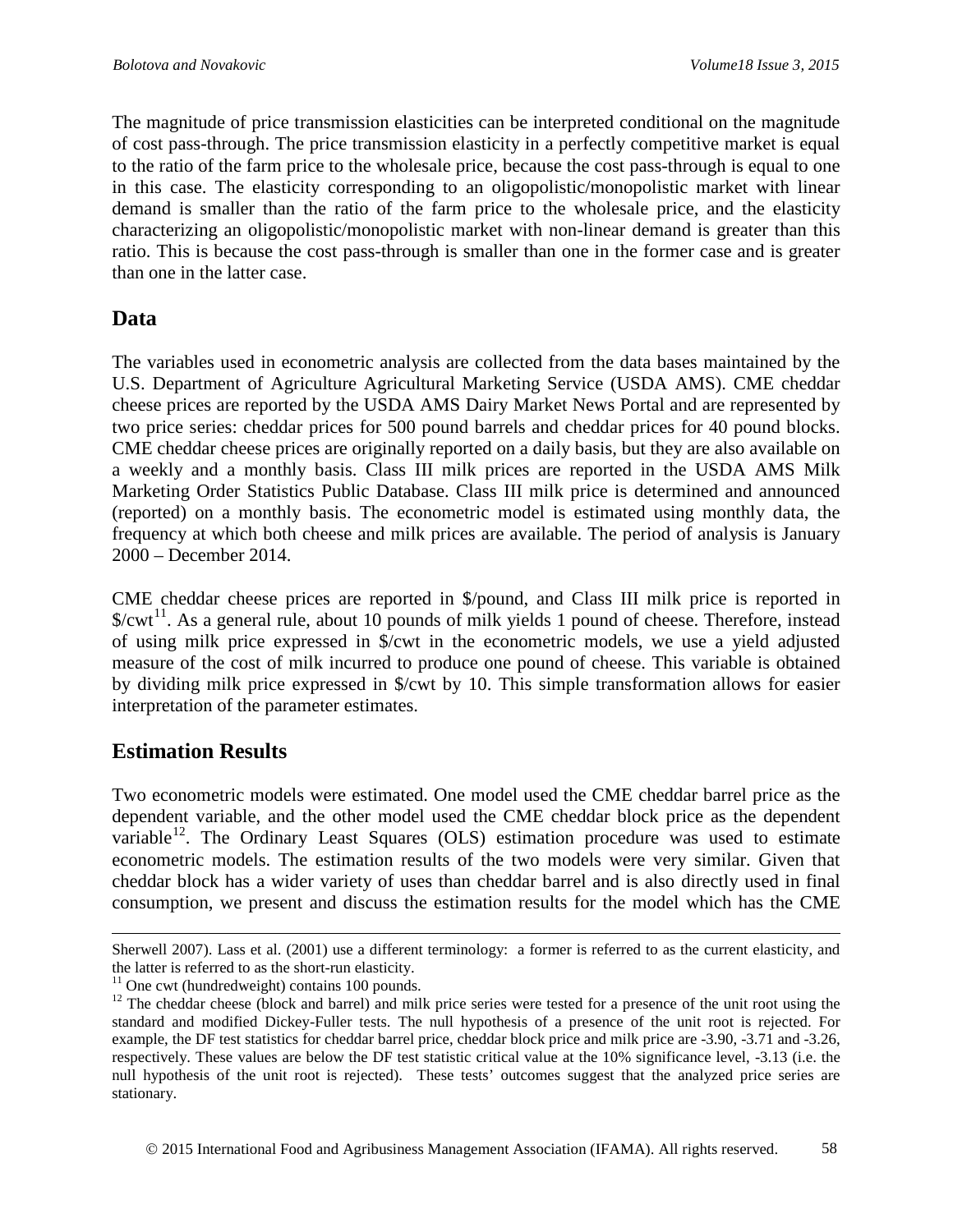The magnitude of price transmission elasticities can be interpreted conditional on the magnitude of cost pass-through. The price transmission elasticity in a perfectly competitive market is equal to the ratio of the farm price to the wholesale price, because the cost pass-through is equal to one in this case. The elasticity corresponding to an oligopolistic/monopolistic market with linear demand is smaller than the ratio of the farm price to the wholesale price, and the elasticity characterizing an oligopolistic/monopolistic market with non-linear demand is greater than this ratio. This is because the cost pass-through is smaller than one in the former case and is greater than one in the latter case.

## Data

The variables used in econometric analysis are collected from the data bases maintained by the U.S. Department of Agriculture Agricultural Marketing Service (USDA AMS). CME cheddar cheese prices are reported by the USDA AMS Dairy Market News Portal and are represented by two price series: cheddar prices for 500 pound barrels and cheddar prices for 40 pound blocks. CME cheddar cheese prices are originally reported on a daily basis, but they are also available on a weekly and a monthly basis. Class III milk prices are reported in the USDA AMS Milk Marketing Order Statistics Public Database. Class III milk price is determined and announced (reported) on a monthly basis. The econometric model is estimated using monthly data, the frequency at which both cheese and milk prices are available. The period of analysis is January 2000 – December 2014.

CME cheddar cheese prices are reported in $/pound, and Class III milk price is reported in $/cwt[11]. As a general rule, about 10 pounds of milk yields 1 pound of cheese. Therefore, instead of using milk price expressed in $/cwt in the econometric models, we use a yield adjusted measure of the cost of milk incurred to produce one pound of cheese. This variable is obtained by dividing milk price expressed in $/cwt by 10. This simple transformation allows for easier interpretation of the parameter estimates.

## Estimation Results

Two econometric models were estimated. One model used the CME cheddar barrel price as the dependent variable, and the other model used the CME cheddar block price as the dependent variable[12]. The Ordinary Least Squares (OLS) estimation procedure was used to estimate econometric models. The estimation results of the two models were very similar. Given that cheddar block has a wider variety of uses than cheddar barrel and is also directly used in final consumption, we present and discuss the estimation results for the model which has the CME

---

Sherwell 2007). Lass et al. (2001) use a different terminology: a former is referred to as the current elasticity, and the latter is referred to as the short-run elasticity.

[11] One cwt (hundredweight) contains 100 pounds.

[12] The cheddar cheese (block and barrel) and milk price series were tested for a presence of the unit root using the standard and modified Dickey-Fuller tests. The null hypothesis of a presence of the unit root is rejected. For example, the DF test statistics for cheddar barrel price, cheddar block price and milk price are -3.90, -3.71 and -3.26, respectively. These values are below the DF test statistic critical value at the 10% significance level, -3.13 (i.e. the null hypothesis of the unit root is rejected). These tests' outcomes suggest that the analyzed price series are stationary.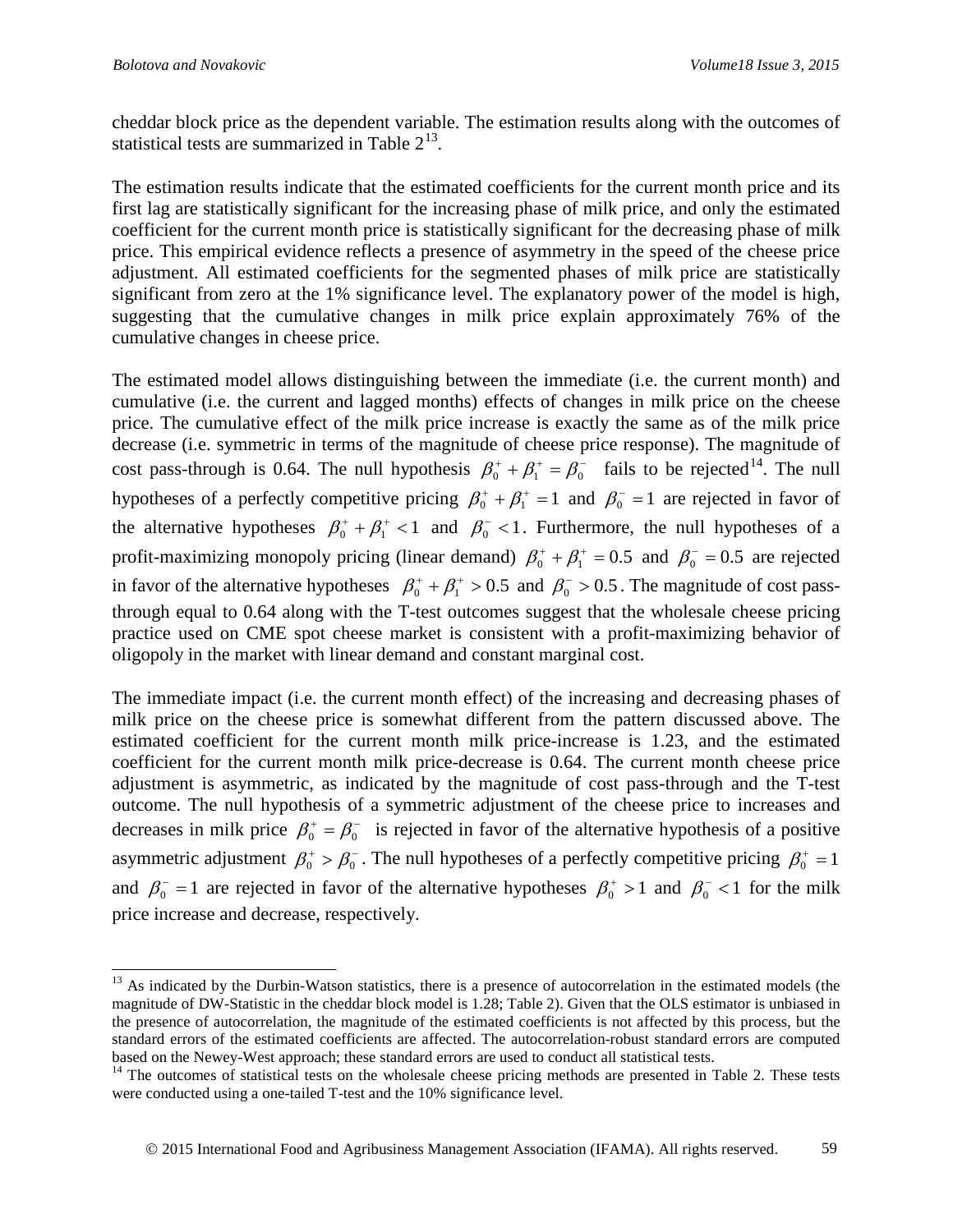cheddar block price as the dependent variable. The estimation results along with the outcomes of statistical tests are summarized in Table 2[13].

The estimation results indicate that the estimated coefficients for the current month price and its first lag are statistically significant for the increasing phase of milk price, and only the estimated coefficient for the current month price is statistically significant for the decreasing phase of milk price. This empirical evidence reflects a presence of asymmetry in the speed of the cheese price adjustment. All estimated coefficients for the segmented phases of milk price are statistically significant from zero at the 1% significance level. The explanatory power of the model is high, suggesting that the cumulative changes in milk price explain approximately 76% of the cumulative changes in cheese price.

The estimated model allows distinguishing between the immediate (i.e. the current month) and cumulative (i.e. the current and lagged months) effects of changes in milk price on the cheese price. The cumulative effect of the milk price increase is exactly the same as of the milk price decrease (i.e. symmetric in terms of the magnitude of cheese price response). The magnitude of cost pass-through is 0.64. The null hypothesis $\beta_0^+ + \beta_1^+ = \beta_0^-$ fails to be rejected[14]. The null hypotheses of a perfectly competitive pricing $\beta_0^+ + \beta_1^+ = 1$ and $\beta_0^- = 1$ are rejected in favor of the alternative hypotheses $\beta_0^+ + \beta_1^+ < 1$ and $\beta_0^- < 1$. Furthermore, the null hypotheses of a profit-maximizing monopoly pricing (linear demand) $\beta_0^+ + \beta_1^+ = 0.5$ and $\beta_0^- = 0.5$ are rejected in favor of the alternative hypotheses $\beta_0^+ + \beta_1^+ > 0.5$ and $\beta_0^- > 0.5$. The magnitude of cost pass-through equal to 0.64 along with the T-test outcomes suggest that the wholesale cheese pricing practice used on CME spot cheese market is consistent with a profit-maximizing behavior of oligopoly in the market with linear demand and constant marginal cost.

The immediate impact (i.e. the current month effect) of the increasing and decreasing phases of milk price on the cheese price is somewhat different from the pattern discussed above. The estimated coefficient for the current month milk price-increase is 1.23, and the estimated coefficient for the current month milk price-decrease is 0.64. The current month cheese price adjustment is asymmetric, as indicated by the magnitude of cost pass-through and the T-test outcome. The null hypothesis of a symmetric adjustment of the cheese price to increases and decreases in milk price $\beta_0^+ = \beta_0^-$ is rejected in favor of the alternative hypothesis of a positive asymmetric adjustment $\beta_0^+ > \beta_0^-$. The null hypotheses of a perfectly competitive pricing $\beta_0^+ = 1$ and $\beta_0^- = 1$ are rejected in favor of the alternative hypotheses $\beta_0^+ > 1$ and $\beta_0^- < 1$ for the milk price increase and decrease, respectively.

---

[13] As indicated by the Durbin-Watson statistics, there is a presence of autocorrelation in the estimated models (the magnitude of DW-Statistic in the cheddar block model is 1.28; Table 2). Given that the OLS estimator is unbiased in the presence of autocorrelation, the magnitude of the estimated coefficients is not affected by this process, but the standard errors of the estimated coefficients are affected. The autocorrelation-robust standard errors are computed based on the Newey-West approach; these standard errors are used to conduct all statistical tests.

[14] The outcomes of statistical tests on the wholesale cheese pricing methods are presented in Table 2. These tests were conducted using a one-tailed T-test and the 10% significance level.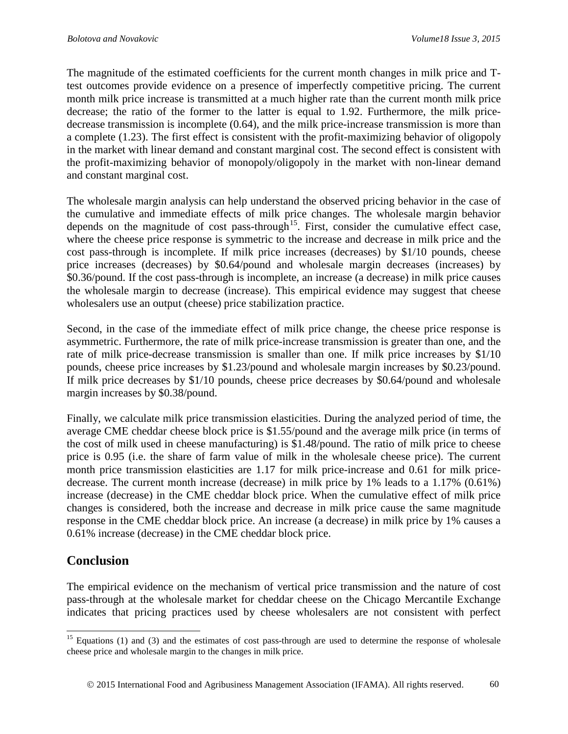The magnitude of the estimated coefficients for the current month changes in milk price and T-test outcomes provide evidence on a presence of imperfectly competitive pricing. The current month milk price increase is transmitted at a much higher rate than the current month milk price decrease; the ratio of the former to the latter is equal to 1.92. Furthermore, the milk price-decrease transmission is incomplete (0.64), and the milk price-increase transmission is more than a complete (1.23). The first effect is consistent with the profit-maximizing behavior of oligopoly in the market with linear demand and constant marginal cost. The second effect is consistent with the profit-maximizing behavior of monopoly/oligopoly in the market with non-linear demand and constant marginal cost.

The wholesale margin analysis can help understand the observed pricing behavior in the case of the cumulative and immediate effects of milk price changes. The wholesale margin behavior depends on the magnitude of cost pass-through[15]. First, consider the cumulative effect case, where the cheese price response is symmetric to the increase and decrease in milk price and the cost pass-through is incomplete. If milk price increases (decreases) by $1/10 pounds, cheese price increases (decreases) by $0.64/pound and wholesale margin decreases (increases) by $0.36/pound. If the cost pass-through is incomplete, an increase (a decrease) in milk price causes the wholesale margin to decrease (increase). This empirical evidence may suggest that cheese wholesalers use an output (cheese) price stabilization practice.

Second, in the case of the immediate effect of milk price change, the cheese price response is asymmetric. Furthermore, the rate of milk price-increase transmission is greater than one, and the rate of milk price-decrease transmission is smaller than one. If milk price increases by $1/10 pounds, cheese price increases by $1.23/pound and wholesale margin increases by $0.23/pound. If milk price decreases by $1/10 pounds, cheese price decreases by $0.64/pound and wholesale margin increases by $0.38/pound.

Finally, we calculate milk price transmission elasticities. During the analyzed period of time, the average CME cheddar cheese block price is $1.55/pound and the average milk price (in terms of the cost of milk used in cheese manufacturing) is $1.48/pound. The ratio of milk price to cheese price is 0.95 (i.e. the share of farm value of milk in the wholesale cheese price). The current month price transmission elasticities are 1.17 for milk price-increase and 0.61 for milk price-decrease. The current month increase (decrease) in milk price by 1% leads to a 1.17% (0.61%) increase (decrease) in the CME cheddar block price. When the cumulative effect of milk price changes is considered, both the increase and decrease in milk price cause the same magnitude response in the CME cheddar block price. An increase (a decrease) in milk price by 1% causes a 0.61% increase (decrease) in the CME cheddar block price.

## Conclusion

The empirical evidence on the mechanism of vertical price transmission and the nature of cost pass-through at the wholesale market for cheddar cheese on the Chicago Mercantile Exchange indicates that pricing practices used by cheese wholesalers are not consistent with perfect

[15] Equations (1) and (3) and the estimates of cost pass-through are used to determine the response of wholesale cheese price and wholesale margin to the changes in milk price.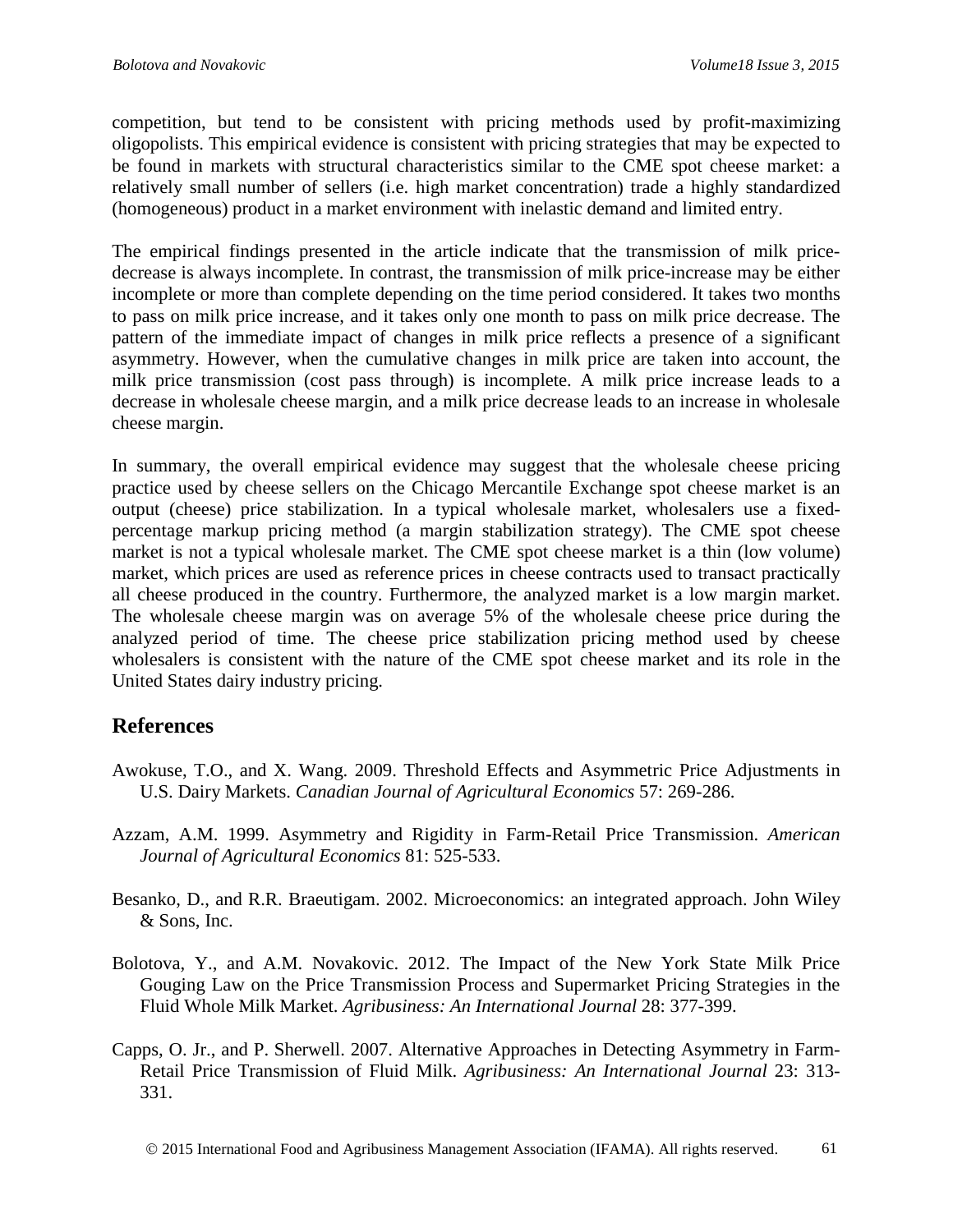competition, but tend to be consistent with pricing methods used by profit-maximizing oligopolists. This empirical evidence is consistent with pricing strategies that may be expected to be found in markets with structural characteristics similar to the CME spot cheese market: a relatively small number of sellers (i.e. high market concentration) trade a highly standardized (homogeneous) product in a market environment with inelastic demand and limited entry.

The empirical findings presented in the article indicate that the transmission of milk price-decrease is always incomplete. In contrast, the transmission of milk price-increase may be either incomplete or more than complete depending on the time period considered. It takes two months to pass on milk price increase, and it takes only one month to pass on milk price decrease. The pattern of the immediate impact of changes in milk price reflects a presence of a significant asymmetry. However, when the cumulative changes in milk price are taken into account, the milk price transmission (cost pass through) is incomplete. A milk price increase leads to a decrease in wholesale cheese margin, and a milk price decrease leads to an increase in wholesale cheese margin.

In summary, the overall empirical evidence may suggest that the wholesale cheese pricing practice used by cheese sellers on the Chicago Mercantile Exchange spot cheese market is an output (cheese) price stabilization. In a typical wholesale market, wholesalers use a fixed-percentage markup pricing method (a margin stabilization strategy). The CME spot cheese market is not a typical wholesale market. The CME spot cheese market is a thin (low volume) market, which prices are used as reference prices in cheese contracts used to transact practically all cheese produced in the country. Furthermore, the analyzed market is a low margin market. The wholesale cheese margin was on average 5% of the wholesale cheese price during the analyzed period of time. The cheese price stabilization pricing method used by cheese wholesalers is consistent with the nature of the CME spot cheese market and its role in the United States dairy industry pricing.

## References

Awokuse, T.O., and X. Wang. 2009. Threshold Effects and Asymmetric Price Adjustments in U.S. Dairy Markets. *Canadian Journal of Agricultural Economics* 57: 269-286.

Azzam, A.M. 1999. Asymmetry and Rigidity in Farm-Retail Price Transmission. *American Journal of Agricultural Economics* 81: 525-533.

Besanko, D., and R.R. Braeutigam. 2002. Microeconomics: an integrated approach. John Wiley & Sons, Inc.

Bolotova, Y., and A.M. Novakovic. 2012. The Impact of the New York State Milk Price Gouging Law on the Price Transmission Process and Supermarket Pricing Strategies in the Fluid Whole Milk Market. *Agribusiness: An International Journal* 28: 377-399.

Capps, O. Jr., and P. Sherwell. 2007. Alternative Approaches in Detecting Asymmetry in Farm-Retail Price Transmission of Fluid Milk. *Agribusiness: An International Journal* 23: 313-331.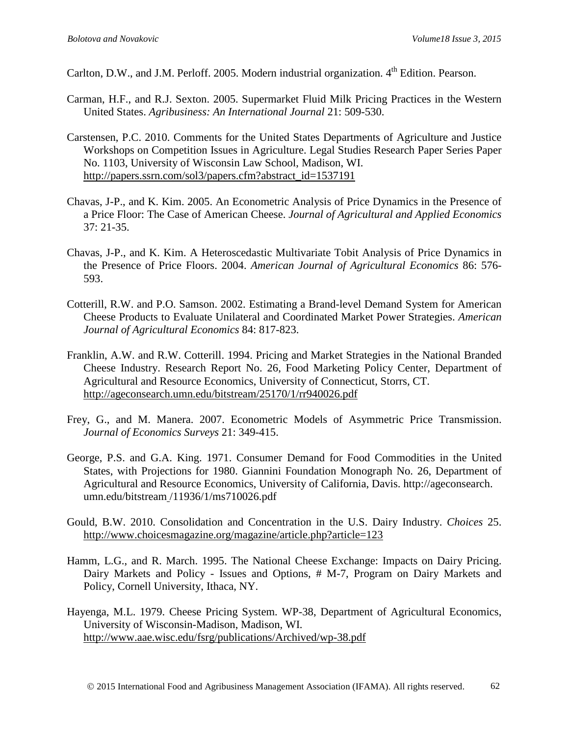Carlton, D.W., and J.M. Perloff. 2005. Modern industrial organization. 4th Edition. Pearson.

Carman, H.F., and R.J. Sexton. 2005. Supermarket Fluid Milk Pricing Practices in the Western United States. *Agribusiness: An International Journal* 21: 509-530.

Carstensen, P.C. 2010. Comments for the United States Departments of Agriculture and Justice Workshops on Competition Issues in Agriculture. Legal Studies Research Paper Series Paper No. 1103, University of Wisconsin Law School, Madison, WI. http://papers.ssrn.com/sol3/papers.cfm?abstract_id=1537191

Chavas, J-P., and K. Kim. 2005. An Econometric Analysis of Price Dynamics in the Presence of a Price Floor: The Case of American Cheese. *Journal of Agricultural and Applied Economics* 37: 21-35.

Chavas, J-P., and K. Kim. A Heteroscedastic Multivariate Tobit Analysis of Price Dynamics in the Presence of Price Floors. 2004. *American Journal of Agricultural Economics* 86: 576-593.

Cotterill, R.W. and P.O. Samson. 2002. Estimating a Brand-level Demand System for American Cheese Products to Evaluate Unilateral and Coordinated Market Power Strategies. *American Journal of Agricultural Economics* 84: 817-823.

Franklin, A.W. and R.W. Cotterill. 1994. Pricing and Market Strategies in the National Branded Cheese Industry. Research Report No. 26, Food Marketing Policy Center, Department of Agricultural and Resource Economics, University of Connecticut, Storrs, CT. http://ageconsearch.umn.edu/bitstream/25170/1/rr940026.pdf

Frey, G., and M. Manera. 2007. Econometric Models of Asymmetric Price Transmission. *Journal of Economics Surveys* 21: 349-415.

George, P.S. and G.A. King. 1971. Consumer Demand for Food Commodities in the United States, with Projections for 1980. Giannini Foundation Monograph No. 26, Department of Agricultural and Resource Economics, University of California, Davis. http://ageconsearch.umn.edu/bitstream /11936/1/ms710026.pdf

Gould, B.W. 2010. Consolidation and Concentration in the U.S. Dairy Industry. *Choices* 25. http://www.choicesmagazine.org/magazine/article.php?article=123

Hamm, L.G., and R. March. 1995. The National Cheese Exchange: Impacts on Dairy Pricing. Dairy Markets and Policy - Issues and Options, # M-7, Program on Dairy Markets and Policy, Cornell University, Ithaca, NY.

Hayenga, M.L. 1979. Cheese Pricing System. WP-38, Department of Agricultural Economics, University of Wisconsin-Madison, Madison, WI. http://www.aae.wisc.edu/fsrg/publications/Archived/wp-38.pdf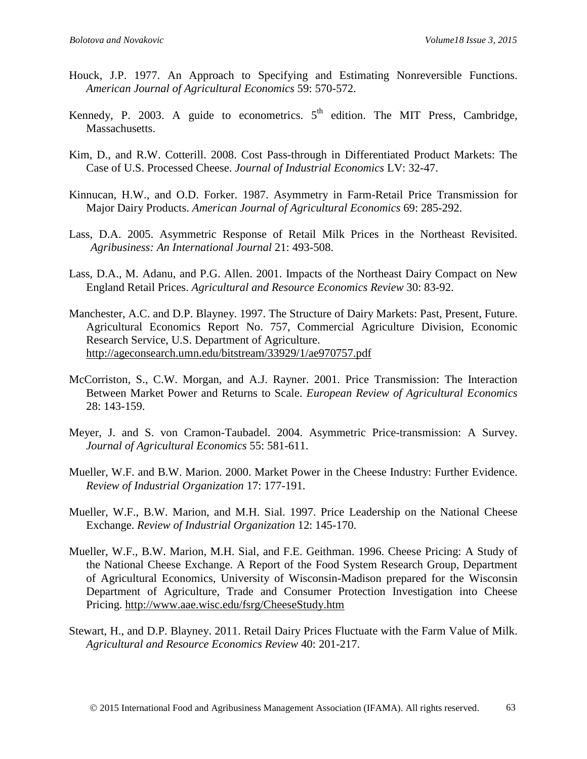Houck, J.P. 1977. An Approach to Specifying and Estimating Nonreversible Functions. *American Journal of Agricultural Economics* 59: 570-572.

Kennedy, P. 2003. A guide to econometrics. 5th edition. The MIT Press, Cambridge, Massachusetts.

Kim, D., and R.W. Cotterill. 2008. Cost Pass-through in Differentiated Product Markets: The Case of U.S. Processed Cheese. *Journal of Industrial Economics* LV: 32-47.

Kinnucan, H.W., and O.D. Forker. 1987. Asymmetry in Farm-Retail Price Transmission for Major Dairy Products. *American Journal of Agricultural Economics* 69: 285-292.

Lass, D.A. 2005. Asymmetric Response of Retail Milk Prices in the Northeast Revisited. *Agribusiness: An International Journal* 21: 493-508.

Lass, D.A., M. Adanu, and P.G. Allen. 2001. Impacts of the Northeast Dairy Compact on New England Retail Prices. *Agricultural and Resource Economics Review* 30: 83-92.

Manchester, A.C. and D.P. Blayney. 1997. The Structure of Dairy Markets: Past, Present, Future. Agricultural Economics Report No. 757, Commercial Agriculture Division, Economic Research Service, U.S. Department of Agriculture. http://ageconsearch.umn.edu/bitstream/33929/1/ae970757.pdf

McCorriston, S., C.W. Morgan, and A.J. Rayner. 2001. Price Transmission: The Interaction Between Market Power and Returns to Scale. *European Review of Agricultural Economics* 28: 143-159.

Meyer, J. and S. von Cramon-Taubadel. 2004. Asymmetric Price-transmission: A Survey. *Journal of Agricultural Economics* 55: 581-611.

Mueller, W.F. and B.W. Marion. 2000. Market Power in the Cheese Industry: Further Evidence. *Review of Industrial Organization* 17: 177-191.

Mueller, W.F., B.W. Marion, and M.H. Sial. 1997. Price Leadership on the National Cheese Exchange. *Review of Industrial Organization* 12: 145-170.

Mueller, W.F., B.W. Marion, M.H. Sial, and F.E. Geithman. 1996. Cheese Pricing: A Study of the National Cheese Exchange. A Report of the Food System Research Group, Department of Agricultural Economics, University of Wisconsin-Madison prepared for the Wisconsin Department of Agriculture, Trade and Consumer Protection Investigation into Cheese Pricing. http://www.aae.wisc.edu/fsrg/CheeseStudy.htm

Stewart, H., and D.P. Blayney. 2011. Retail Dairy Prices Fluctuate with the Farm Value of Milk. *Agricultural and Resource Economics Review* 40: 201-217.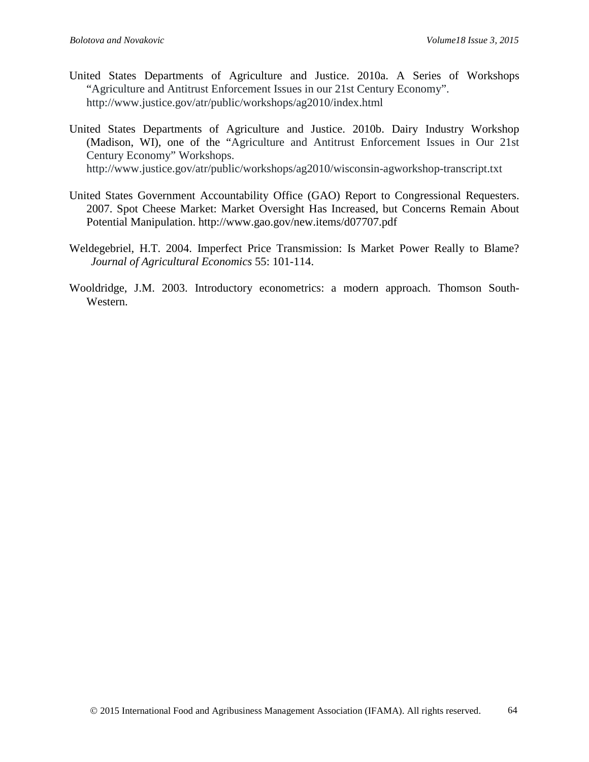United States Departments of Agriculture and Justice. 2010a. A Series of Workshops "Agriculture and Antitrust Enforcement Issues in our 21st Century Economy". http://www.justice.gov/atr/public/workshops/ag2010/index.html

United States Departments of Agriculture and Justice. 2010b. Dairy Industry Workshop (Madison, WI), one of the "Agriculture and Antitrust Enforcement Issues in Our 21st Century Economy" Workshops. http://www.justice.gov/atr/public/workshops/ag2010/wisconsin-agworkshop-transcript.txt

United States Government Accountability Office (GAO) Report to Congressional Requesters. 2007. Spot Cheese Market: Market Oversight Has Increased, but Concerns Remain About Potential Manipulation. http://www.gao.gov/new.items/d07707.pdf

Weldegebriel, H.T. 2004. Imperfect Price Transmission: Is Market Power Really to Blame? *Journal of Agricultural Economics* 55: 101-114.

Wooldridge, J.M. 2003. Introductory econometrics: a modern approach. Thomson South-Western.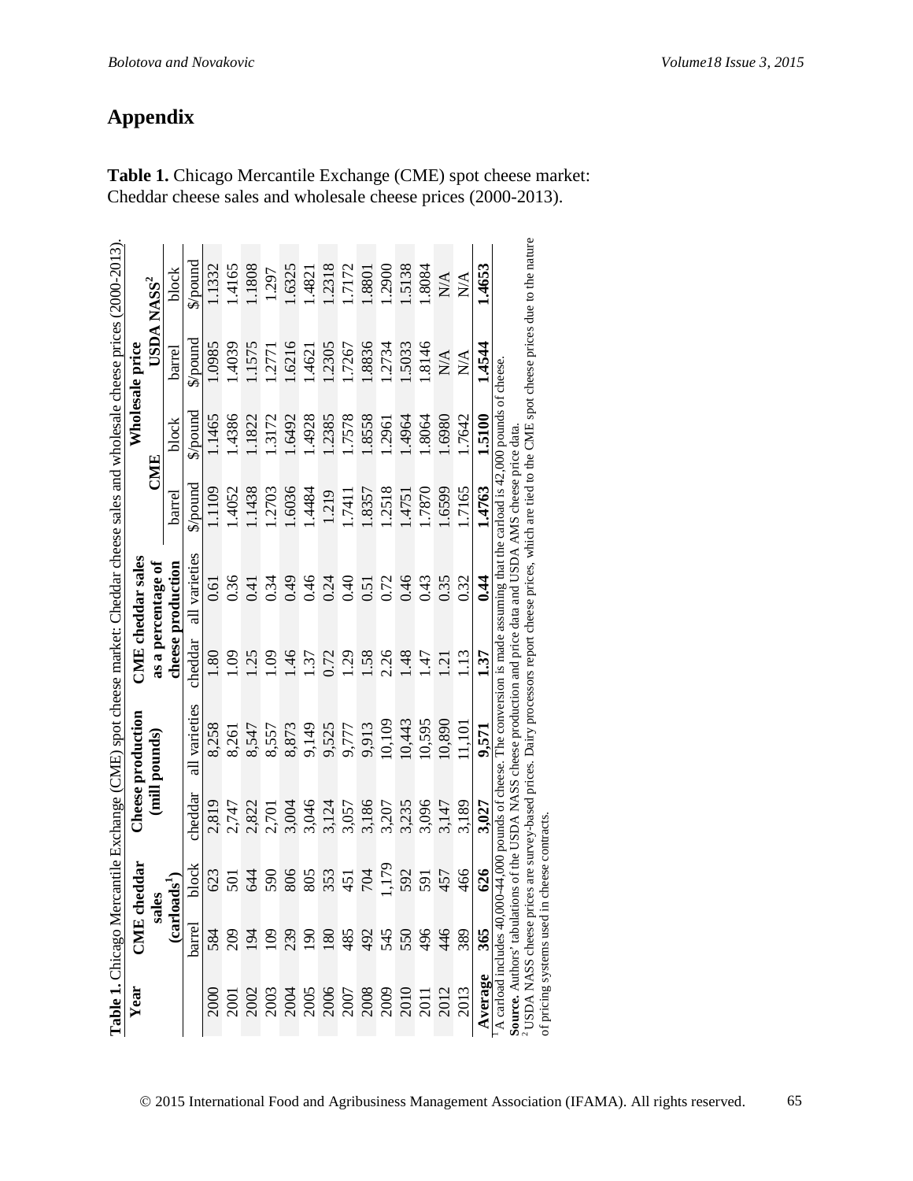# Appendix

**Table 1.** Chicago Mercantile Exchange (CME) spot cheese market: Cheddar cheese sales and wholesale cheese prices (2000-2013).

| Year | CME cheddar sales (carloads[1]) | | Cheese production (mill pounds) | | CME cheddar sales as a percentage of cheese production | | Wholesale price CME | | Wholesale price USDA NASS[2] | |
|---|---|---|---|---|---|---|---|---|---|---|
| | barrel | block | cheddar | all varieties | cheddar | all varieties | barrel | block | barrel | block |
| | | | | | | | $/pound | $/pound | $/pound | $/pound |
| 2000 | 584 | 623 | 2,819 | 8,258 | 1.80 | 0.61 | 1.1109 | 1.1465 | 1.0985 | 1.1332 |
| 2001 | 209 | 501 | 2,747 | 8,261 | 1.09 | 0.36 | 1.4052 | 1.4386 | 1.4039 | 1.4165 |
| 2002 | 194 | 644 | 2,822 | 8,547 | 1.25 | 0.41 | 1.1438 | 1.1822 | 1.1575 | 1.1808 |
| 2003 | 109 | 590 | 2,701 | 8,557 | 1.09 | 0.34 | 1.2703 | 1.3172 | 1.2771 | 1.297 |
| 2004 | 239 | 806 | 3,004 | 8,873 | 1.46 | 0.49 | 1.6036 | 1.6492 | 1.6216 | 1.6325 |
| 2005 | 190 | 805 | 3,046 | 9,149 | 1.37 | 0.46 | 1.4484 | 1.4928 | 1.4621 | 1.4821 |
| 2006 | 180 | 353 | 3,124 | 9,525 | 0.72 | 0.24 | 1.219 | 1.2385 | 1.2305 | 1.2318 |
| 2007 | 485 | 451 | 3,057 | 9,777 | 1.29 | 0.40 | 1.7411 | 1.7578 | 1.7267 | 1.7172 |
| 2008 | 492 | 704 | 3,186 | 9,913 | 1.58 | 0.51 | 1.8357 | 1.8558 | 1.8836 | 1.8801 |
| 2009 | 545 | 1,179 | 3,207 | 10,109 | 2.26 | 0.72 | 1.2518 | 1.2961 | 1.2734 | 1.2900 |
| 2010 | 550 | 592 | 3,235 | 10,443 | 1.48 | 0.46 | 1.4751 | 1.4964 | 1.5033 | 1.5138 |
| 2011 | 496 | 591 | 3,096 | 10,595 | 1.47 | 0.43 | 1.7870 | 1.8064 | 1.8146 | 1.8084 |
| 2012 | 446 | 457 | 3,147 | 10,890 | 1.21 | 0.35 | 1.6599 | 1.6980 | N/A | N/A |
| 2013 | 389 | 466 | 3,189 | 11,101 | 1.13 | 0.32 | 1.7165 | 1.7642 | N/A | N/A |
| **Average** | **365** | **626** | **3,027** | **9,571** | **1.37** | **0.44** | **1.4763** | **1.5100** | **1.4544** | **1.4653** |

[1] A carload includes 40,000-44,000 pounds of cheese. The conversion is made assuming that the carload is 42,000 pounds of cheese.

**Source.** Authors' tabulations of the USDA NASS cheese production and price data and USDA AMS cheese price data.

[2] USDA NASS cheese prices are survey-based prices. Dairy processors report cheese prices, which are tied to the CME spot cheese prices due to the nature of pricing systems used in cheese contracts.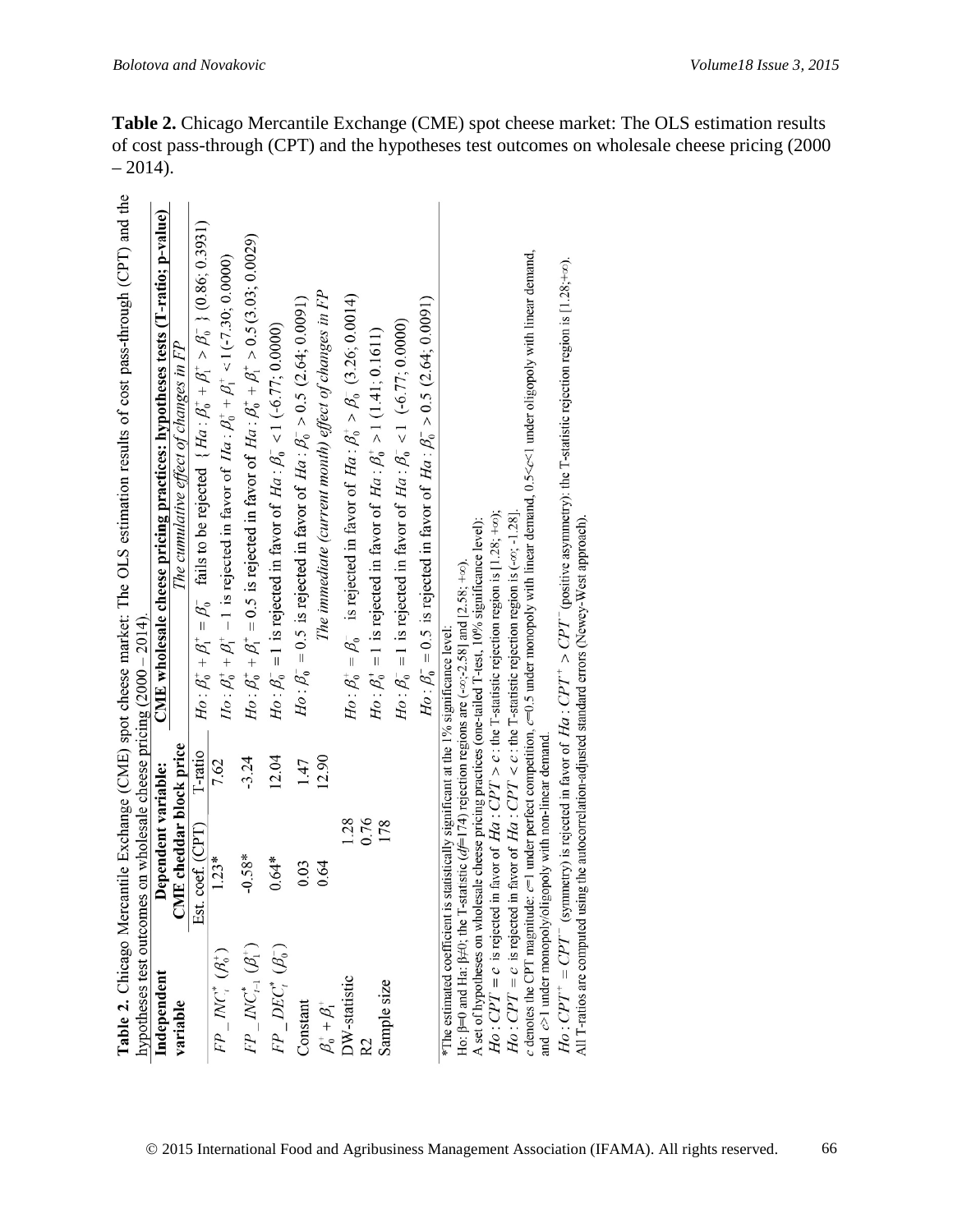**Table 2.** Chicago Mercantile Exchange (CME) spot cheese market: The OLS estimation results of cost pass-through (CPT) and the hypotheses test outcomes on wholesale cheese pricing (2000 – 2014).

| Independent variable | Dependent variable: CME cheddar block price | | CME wholesale cheese pricing practices: hypotheses tests (T-ratio; p-value) |
|---|---|---|---|
| | Est. coef. (CPT) | T-ratio | *The cumulative effect of changes in FP* |
| $FP\_INC_t^*$ ($\beta_0^+$) | 1.23* | 7.62 | $Ho: \beta_0^+ + \beta_1^+ = \beta_0^-$ fails to be rejected { $Ha: \beta_0^+ + \beta_1^+ > \beta_0^-$ } (0.86; 0.3931) |
| $FP\_INC_{t-1}^*$ ($\beta_1^+$) | -0.58* | -3.24 | $Ho: \beta_0^+ + \beta_1^+ = 1$ is rejected in favor of $Ha: \beta_0^+ + \beta_1^+ < 1$ (-7.30; 0.0000) |
| $FP\_DEC_t^*$ ($\beta_0^-$) | 0.64* | 12.04 | $Ho: \beta_0^+ + \beta_1^+ = 0.5$ is rejected in favor of $Ha: \beta_0^+ + \beta_1^+ > 0.5$ (3.03; 0.0029) |
| Constant | 0.03 | 1.47 | $Ho: \beta_0^- = 1$ is rejected in favor of $Ha: \beta_0^- < 1$ (-6.77; 0.0000) |
| $\beta_0^+ + \beta_1^+$ | 0.64 | 12.90 | $Ho: \beta_0^- = 0.5$ is rejected in favor of $Ha: \beta_0^- > 0.5$ (2.64; 0.0091) |
| DW-statistic | 1.28 | | *The immediate (current month) effect of changes in FP* |
| R2 | 0.76 | | $Ho: \beta_0^+ = \beta_0^-$ is rejected in favor of $Ha: \beta_0^+ > \beta_0^-$ (3.26; 0.0014) |
| Sample size | 178 | | $Ho: \beta_0^+ = 1$ is rejected in favor of $Ha: \beta_0^+ > 1$ (1.41; 0.1611) |
| | | | $Ho: \beta_0^- = 1$ is rejected in favor of $Ha: \beta_0^- < 1$ (-6.77; 0.0000) |
| | | | $Ho: \beta_0^- = 0.5$ is rejected in favor of $Ha: \beta_0^- > 0.5$ (2.64; 0.0091) |

*The estimated coefficient is statistically significant at the 1% significance level:
Ho: β=0 and Ha: β≠0; the T-statistic ($df$=174) rejection regions are (-∞;-2.58] and [2.58; +∞).
A set of hypotheses on wholesale cheese pricing practices (one-tailed T-test, 10% significance level):
$Ho: CPT = c$ is rejected in favor of $Ha: CPT > c$: the T-statistic rejection region is [1.28; +∞);
$Ho: CPT = c$ is rejected in favor of $Ha: CPT < c$: the T-statistic rejection region is (-∞; -1.28].
$c$ denotes the CPT magnitude: $c$=1 under perfect competition, $c$=0.5 under monopoly with linear demand, 0.5<$c$<1 under oligopoly with linear demand, and $c$>1 under monopoly/oligopoly with non-linear demand.
$Ho: CPT^+ = CPT^-$ (symmetry) is rejected in favor of $Ha: CPT^+ > CPT^-$ (positive asymmetry): the T-statistic rejection region is [1.28;+∞).
All T-ratios are computed using the autocorrelation-adjusted standard errors (Newey-West approach).